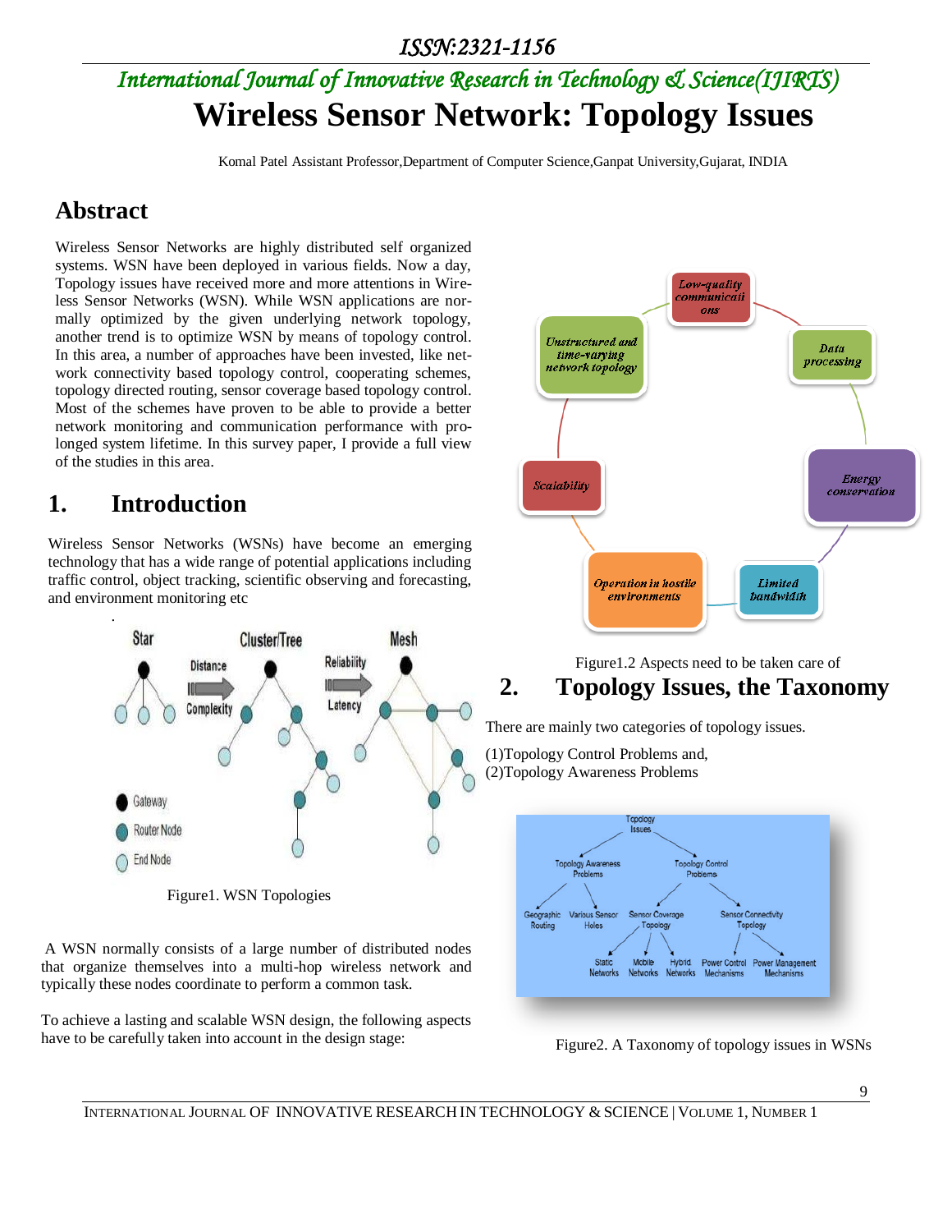# International Journal of Innovative Research in Technology & Science(IJIRTS)

# Wireless Sensor Network: Topology Issues

Komal Patel Assistant Professor,Department of Computer Science,Ganpat University,Gujarat, INDIA

## Abstract

Wireless Sensor Networks are highly distributed self organized systems. WSN have been deployed in various fields. Now a day, Topology issues have received more and more attentions in Wireless Sensor Networks (WSN). While WSN applications are normally optimized by the given underlying network topology, another trend is to optimize WSN by means of topology control. In this area, a number of approaches have been invested, like network connectivity based topology control, cooperating schemes, topology directed routing, sensor coverage based topology control. Most of the schemes have proven to be able to provide a better network monitoring and communication performance with prolonged system lifetime. In this survey paper, I provide a full view of the studies in this area.

## 1. Introduction

Wireless Sensor Networks (WSNs) have become an emerging technology that has a wide range of potential applications including traffic control, object tracking, scientific observing and forecasting, and environment monitoring etc

Figure1. WSN Topologies

A WSN normally consists of a large number of distributed nodes that organize themselves into a multi-hop wireless network and typically these nodes coordinate to perform a common task.

To achieve a lasting and scalable WSN design, the following aspects have to be carefully taken into account in the design stage:

Figure1.2 Aspects need to be taken care of

## 2. Topology Issues, the Taxonomy

There are mainly two categories of topology issues.

(1)Topology Control Problems and,
(2)Topology Awareness Problems

Figure2. A Taxonomy of topology issues in WSNs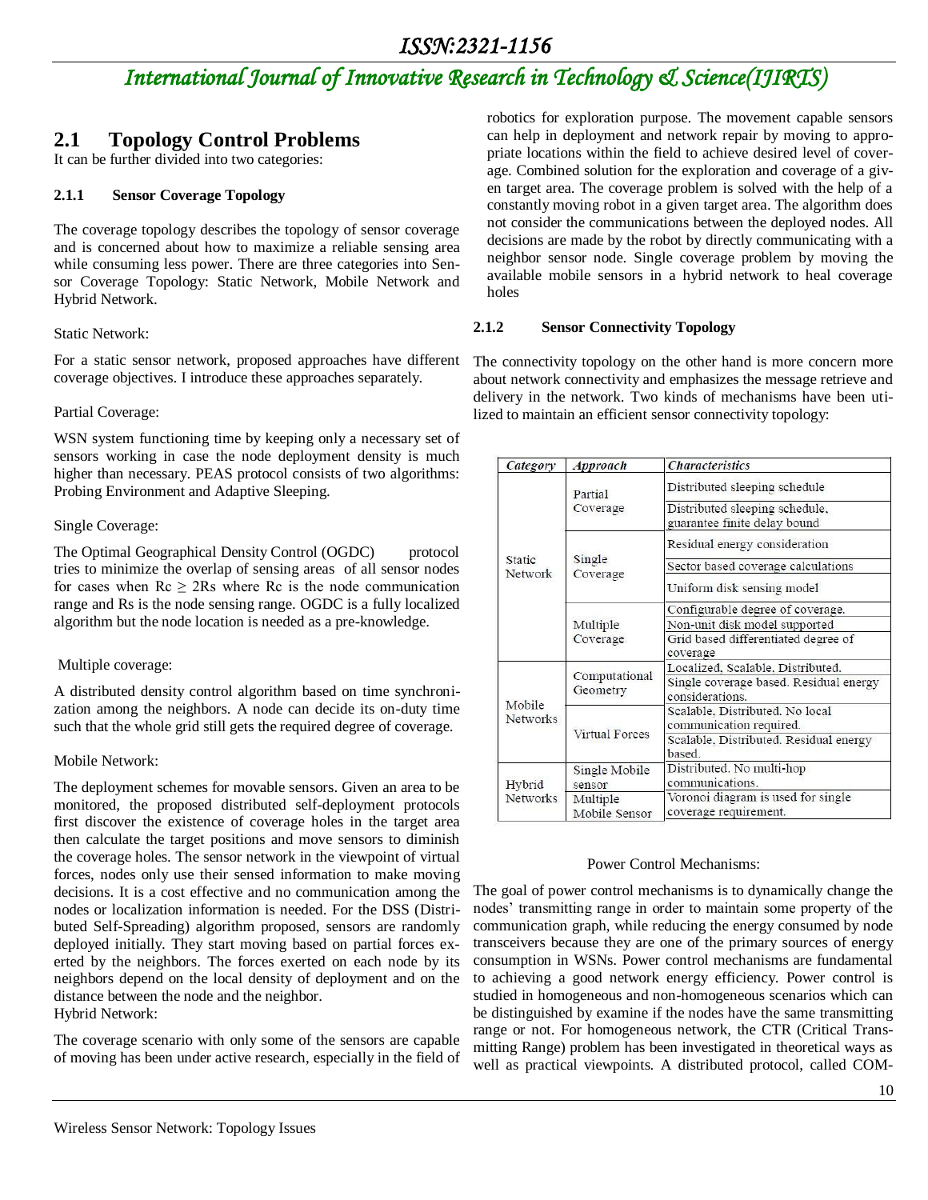## 2.1 Topology Control Problems

It can be further divided into two categories:

### 2.1.1 Sensor Coverage Topology

The coverage topology describes the topology of sensor coverage and is concerned about how to maximize a reliable sensing area while consuming less power. There are three categories into Sensor Coverage Topology: Static Network, Mobile Network and Hybrid Network.

Static Network:

For a static sensor network, proposed approaches have different coverage objectives. I introduce these approaches separately.

Partial Coverage:

WSN system functioning time by keeping only a necessary set of sensors working in case the node deployment density is much higher than necessary. PEAS protocol consists of two algorithms: Probing Environment and Adaptive Sleeping.

Single Coverage:

The Optimal Geographical Density Control (OGDC) protocol tries to minimize the overlap of sensing areas of all sensor nodes for cases when $Rc \geq 2Rs$ where Rc is the node communication range and Rs is the node sensing range. OGDC is a fully localized algorithm but the node location is needed as a pre-knowledge.

Multiple coverage:

A distributed density control algorithm based on time synchronization among the neighbors. A node can decide its on-duty time such that the whole grid still gets the required degree of coverage.

Mobile Network:

The deployment schemes for movable sensors. Given an area to be monitored, the proposed distributed self-deployment protocols first discover the existence of coverage holes in the target area then calculate the target positions and move sensors to diminish the coverage holes. The sensor network in the viewpoint of virtual forces, nodes only use their sensed information to make moving decisions. It is a cost effective and no communication among the nodes or localization information is needed. For the DSS (Distributed Self-Spreading) algorithm proposed, sensors are randomly deployed initially. They start moving based on partial forces exerted by the neighbors. The forces exerted on each node by its neighbors depend on the local density of deployment and on the distance between the node and the neighbor.

Hybrid Network:

The coverage scenario with only some of the sensors are capable of moving has been under active research, especially in the field of robotics for exploration purpose. The movement capable sensors can help in deployment and network repair by moving to appropriate locations within the field to achieve desired level of coverage. Combined solution for the exploration and coverage of a given target area. The coverage problem is solved with the help of a constantly moving robot in a given target area. The algorithm does not consider the communications between the deployed nodes. All decisions are made by the robot by directly communicating with a neighbor sensor node. Single coverage problem by moving the available mobile sensors in a hybrid network to heal coverage holes

### 2.1.2 Sensor Connectivity Topology

The connectivity topology on the other hand is more concern more about network connectivity and emphasizes the message retrieve and delivery in the network. Two kinds of mechanisms have been utilized to maintain an efficient sensor connectivity topology:

| *Category* | *Approach* | *Characteristics* |
|---|---|---|
| Static Network | Partial Coverage | Distributed sleeping schedule |
| | | Distributed sleeping schedule, guarantee finite delay bound |
| | Single Coverage | Residual energy consideration |
| | | Sector based coverage calculations |
| | | Uniform disk sensing model |
| | Multiple Coverage | Configurable degree of coverage. |
| | | Non-unit disk model supported |
| | | Grid based differentiated degree of coverage |
| Mobile Networks | Computational Geometry | Localized, Scalable, Distributed. |
| | | Single coverage based. Residual energy considerations. |
| | Virtual Forces | Scalable, Distributed. No local communication required. |
| | | Scalable, Distributed. Residual energy based. |
| Hybrid Networks | Single Mobile sensor | Distributed. No multi-hop communications. |
| | Multiple Mobile Sensor | Voronoi diagram is used for single coverage requirement. |

Power Control Mechanisms:

The goal of power control mechanisms is to dynamically change the nodes' transmitting range in order to maintain some property of the communication graph, while reducing the energy consumed by node transceivers because they are one of the primary sources of energy consumption in WSNs. Power control mechanisms are fundamental to achieving a good network energy efficiency. Power control is studied in homogeneous and non-homogeneous scenarios which can be distinguished by examine if the nodes have the same transmitting range or not. For homogeneous network, the CTR (Critical Transmitting Range) problem has been investigated in theoretical ways as well as practical viewpoints. A distributed protocol, called COM-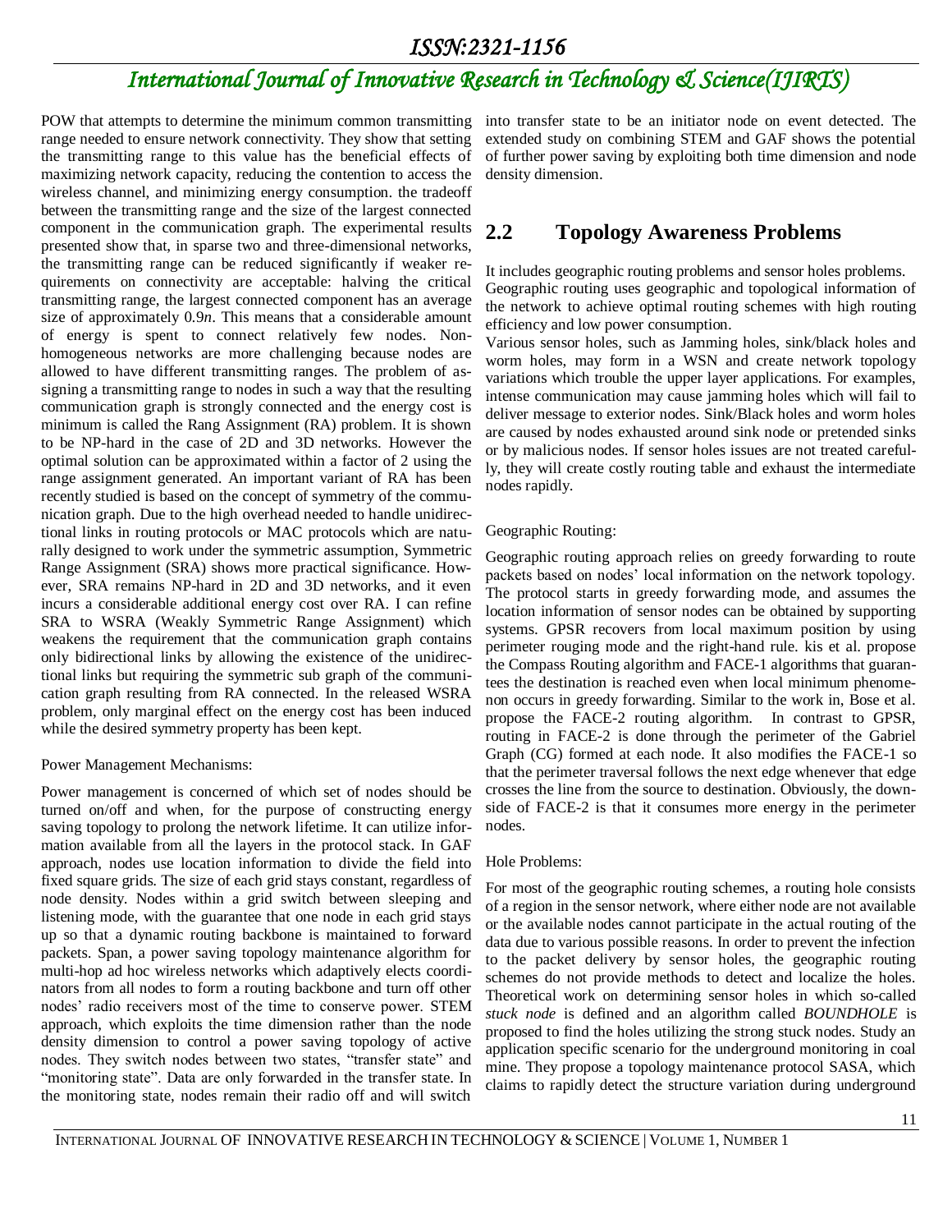POW that attempts to determine the minimum common transmitting range needed to ensure network connectivity. They show that setting the transmitting range to this value has the beneficial effects of maximizing network capacity, reducing the contention to access the wireless channel, and minimizing energy consumption. the tradeoff between the transmitting range and the size of the largest connected component in the communication graph. The experimental results presented show that, in sparse two and three-dimensional networks, the transmitting range can be reduced significantly if weaker requirements on connectivity are acceptable: halving the critical transmitting range, the largest connected component has an average size of approximately 0.9*n*. This means that a considerable amount of energy is spent to connect relatively few nodes. Non-homogeneous networks are more challenging because nodes are allowed to have different transmitting ranges. The problem of assigning a transmitting range to nodes in such a way that the resulting communication graph is strongly connected and the energy cost is minimum is called the Rang Assignment (RA) problem. It is shown to be NP-hard in the case of 2D and 3D networks. However the optimal solution can be approximated within a factor of 2 using the range assignment generated. An important variant of RA has been recently studied is based on the concept of symmetry of the communication graph. Due to the high overhead needed to handle unidirectional links in routing protocols or MAC protocols which are naturally designed to work under the symmetric assumption, Symmetric Range Assignment (SRA) shows more practical significance. However, SRA remains NP-hard in 2D and 3D networks, and it even incurs a considerable additional energy cost over RA. I can refine SRA to WSRA (Weakly Symmetric Range Assignment) which weakens the requirement that the communication graph contains only bidirectional links by allowing the existence of the unidirectional links but requiring the symmetric sub graph of the communication graph resulting from RA connected. In the released WSRA problem, only marginal effect on the energy cost has been induced while the desired symmetry property has been kept.

Power Management Mechanisms:

Power management is concerned of which set of nodes should be turned on/off and when, for the purpose of constructing energy saving topology to prolong the network lifetime. It can utilize information available from all the layers in the protocol stack. In GAF approach, nodes use location information to divide the field into fixed square grids. The size of each grid stays constant, regardless of node density. Nodes within a grid switch between sleeping and listening mode, with the guarantee that one node in each grid stays up so that a dynamic routing backbone is maintained to forward packets. Span, a power saving topology maintenance algorithm for multi-hop ad hoc wireless networks which adaptively elects coordinators from all nodes to form a routing backbone and turn off other nodes' radio receivers most of the time to conserve power. STEM approach, which exploits the time dimension rather than the node density dimension to control a power saving topology of active nodes. They switch nodes between two states, "transfer state" and "monitoring state". Data are only forwarded in the transfer state. In the monitoring state, nodes remain their radio off and will switch into transfer state to be an initiator node on event detected. The extended study on combining STEM and GAF shows the potential of further power saving by exploiting both time dimension and node density dimension.

## 2.2 Topology Awareness Problems

It includes geographic routing problems and sensor holes problems. Geographic routing uses geographic and topological information of the network to achieve optimal routing schemes with high routing efficiency and low power consumption.

Various sensor holes, such as Jamming holes, sink/black holes and worm holes, may form in a WSN and create network topology variations which trouble the upper layer applications. For examples, intense communication may cause jamming holes which will fail to deliver message to exterior nodes. Sink/Black holes and worm holes are caused by nodes exhausted around sink node or pretended sinks or by malicious nodes. If sensor holes issues are not treated carefully, they will create costly routing table and exhaust the intermediate nodes rapidly.

Geographic Routing:

Geographic routing approach relies on greedy forwarding to route packets based on nodes' local information on the network topology. The protocol starts in greedy forwarding mode, and assumes the location information of sensor nodes can be obtained by supporting systems. GPSR recovers from local maximum position by using perimeter rouging mode and the right-hand rule. kis et al. propose the Compass Routing algorithm and FACE-1 algorithms that guarantees the destination is reached even when local minimum phenomenon occurs in greedy forwarding. Similar to the work in, Bose et al. propose the FACE-2 routing algorithm. In contrast to GPSR, routing in FACE-2 is done through the perimeter of the Gabriel Graph (CG) formed at each node. It also modifies the FACE-1 so that the perimeter traversal follows the next edge whenever that edge crosses the line from the source to destination. Obviously, the downside of FACE-2 is that it consumes more energy in the perimeter nodes.

Hole Problems:

For most of the geographic routing schemes, a routing hole consists of a region in the sensor network, where either node are not available or the available nodes cannot participate in the actual routing of the data due to various possible reasons. In order to prevent the infection to the packet delivery by sensor holes, the geographic routing schemes do not provide methods to detect and localize the holes. Theoretical work on determining sensor holes in which so-called *stuck node* is defined and an algorithm called *BOUNDHOLE* is proposed to find the holes utilizing the strong stuck nodes. Study an application specific scenario for the underground monitoring in coal mine. They propose a topology maintenance protocol SASA, which claims to rapidly detect the structure variation during underground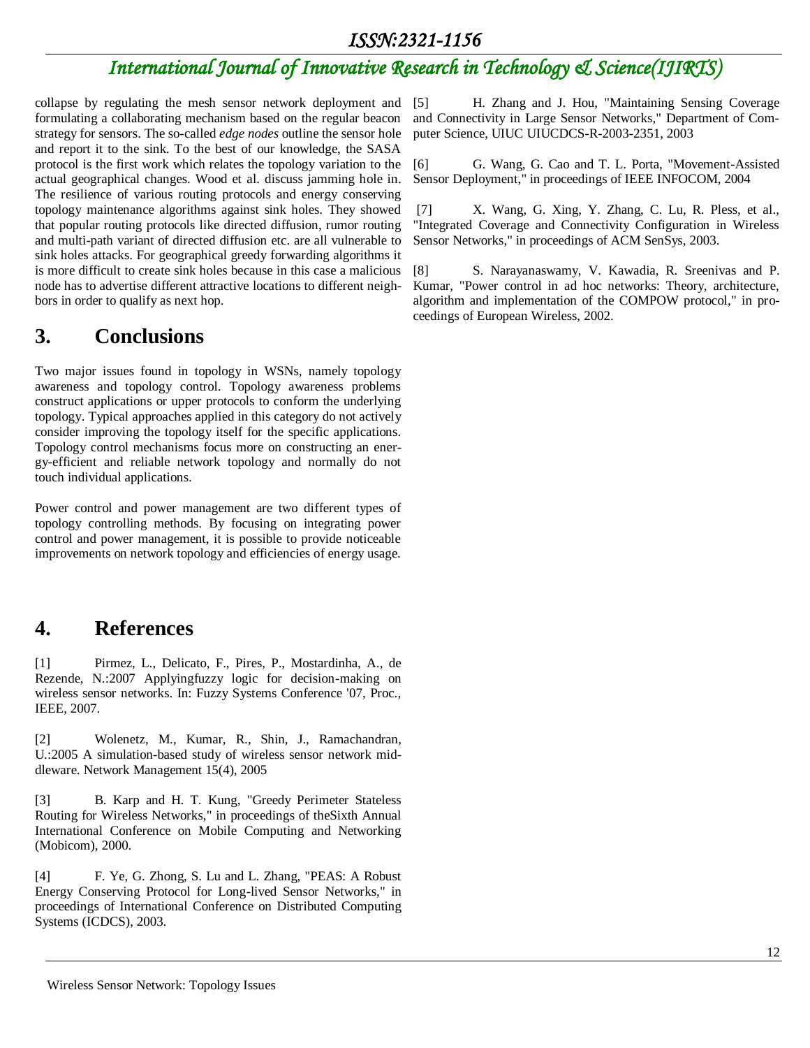collapse by regulating the mesh sensor network deployment and formulating a collaborating mechanism based on the regular beacon strategy for sensors. The so-called *edge nodes* outline the sensor hole and report it to the sink. To the best of our knowledge, the SASA protocol is the first work which relates the topology variation to the actual geographical changes. Wood et al. discuss jamming hole in. The resilience of various routing protocols and energy conserving topology maintenance algorithms against sink holes. They showed that popular routing protocols like directed diffusion, rumor routing and multi-path variant of directed diffusion etc. are all vulnerable to sink holes attacks. For geographical greedy forwarding algorithms it is more difficult to create sink holes because in this case a malicious node has to advertise different attractive locations to different neighbors in order to qualify as next hop.

# 3. Conclusions

Two major issues found in topology in WSNs, namely topology awareness and topology control. Topology awareness problems construct applications or upper protocols to conform the underlying topology. Typical approaches applied in this category do not actively consider improving the topology itself for the specific applications. Topology control mechanisms focus more on constructing an energy-efficient and reliable network topology and normally do not touch individual applications.

Power control and power management are two different types of topology controlling methods. By focusing on integrating power control and power management, it is possible to provide noticeable improvements on network topology and efficiencies of energy usage.

# 4. References

[1] Pirmez, L., Delicato, F., Pires, P., Mostardinha, A., de Rezende, N.:2007 Applyingfuzzy logic for decision-making on wireless sensor networks. In: Fuzzy Systems Conference '07, Proc., IEEE, 2007.

[2] Wolenetz, M., Kumar, R., Shin, J., Ramachandran, U.:2005 A simulation-based study of wireless sensor network middleware. Network Management 15(4), 2005

[3] B. Karp and H. T. Kung, "Greedy Perimeter Stateless Routing for Wireless Networks," in proceedings of theSixth Annual International Conference on Mobile Computing and Networking (Mobicom), 2000.

[4] F. Ye, G. Zhong, S. Lu and L. Zhang, "PEAS: A Robust Energy Conserving Protocol for Long-lived Sensor Networks," in proceedings of International Conference on Distributed Computing Systems (ICDCS), 2003.

[5] H. Zhang and J. Hou, "Maintaining Sensing Coverage and Connectivity in Large Sensor Networks," Department of Computer Science, UIUC UIUCDCS-R-2003-2351, 2003

[6] G. Wang, G. Cao and T. L. Porta, "Movement-Assisted Sensor Deployment," in proceedings of IEEE INFOCOM, 2004

[7] X. Wang, G. Xing, Y. Zhang, C. Lu, R. Pless, et al., "Integrated Coverage and Connectivity Configuration in Wireless Sensor Networks," in proceedings of ACM SenSys, 2003.

[8] S. Narayanaswamy, V. Kawadia, R. Sreenivas and P. Kumar, "Power control in ad hoc networks: Theory, architecture, algorithm and implementation of the COMPOW protocol," in proceedings of European Wireless, 2002.